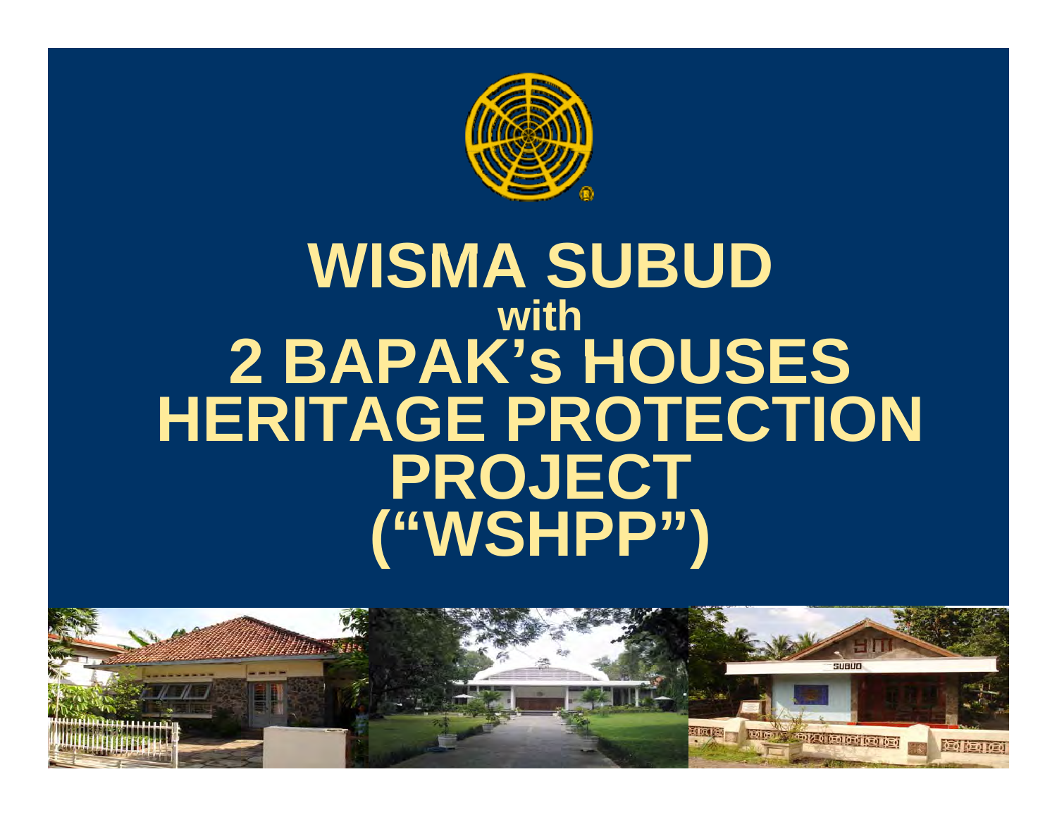# WISMA SUBUD
## with
# 2 BAPAK’s HOUSES HERITAGE PROTECTION PROJECT (“WSHPP”)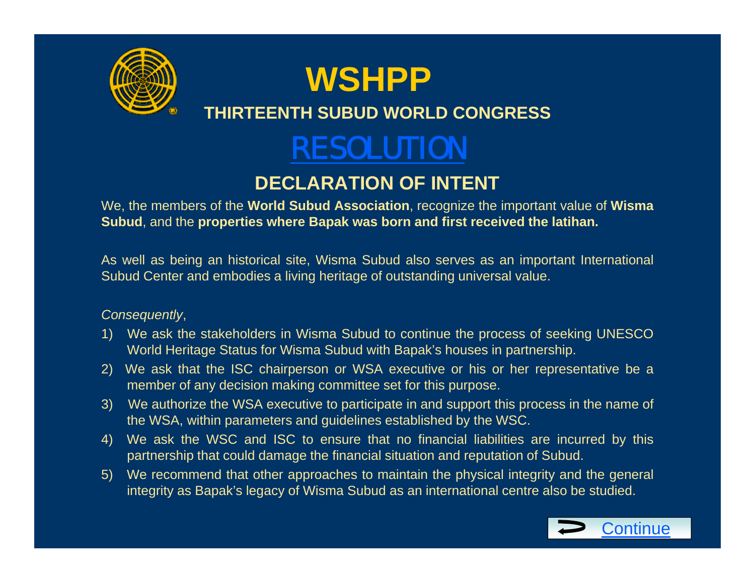# WSHPP

## THIRTEENTH SUBUD WORLD CONGRESS

## RESOLUTION

### DECLARATION OF INTENT

We, the members of the **World Subud Association**, recognize the important value of **Wisma Subud**, and the **properties where Bapak was born and first received the latihan.**

As well as being an historical site, Wisma Subud also serves as an important International Subud Center and embodies a living heritage of outstanding universal value.

*Consequently*,

1) We ask the stakeholders in Wisma Subud to continue the process of seeking UNESCO World Heritage Status for Wisma Subud with Bapak's houses in partnership.
2) We ask that the ISC chairperson or WSA executive or his or her representative be a member of any decision making committee set for this purpose.
3) We authorize the WSA executive to participate in and support this process in the name of the WSA, within parameters and guidelines established by the WSC.
4) We ask the WSC and ISC to ensure that no financial liabilities are incurred by this partnership that could damage the financial situation and reputation of Subud.
5) We recommend that other approaches to maintain the physical integrity and the general integrity as Bapak's legacy of Wisma Subud as an international centre also be studied.

Continue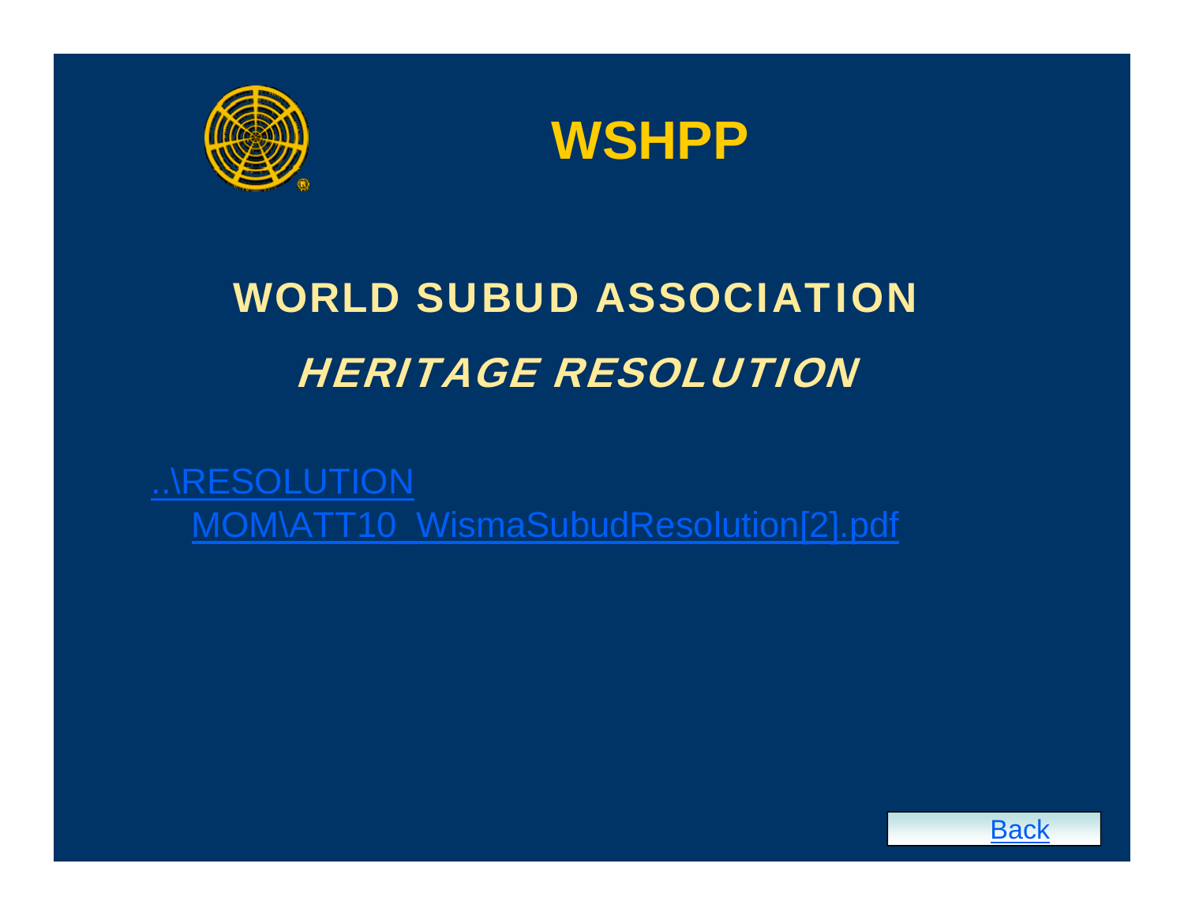# WSHPP

## WORLD SUBUD ASSOCIATION

## *HERITAGE RESOLUTION*

..\RESOLUTION MOM\ATT10_WismaSubudResolution[2].pdf

Back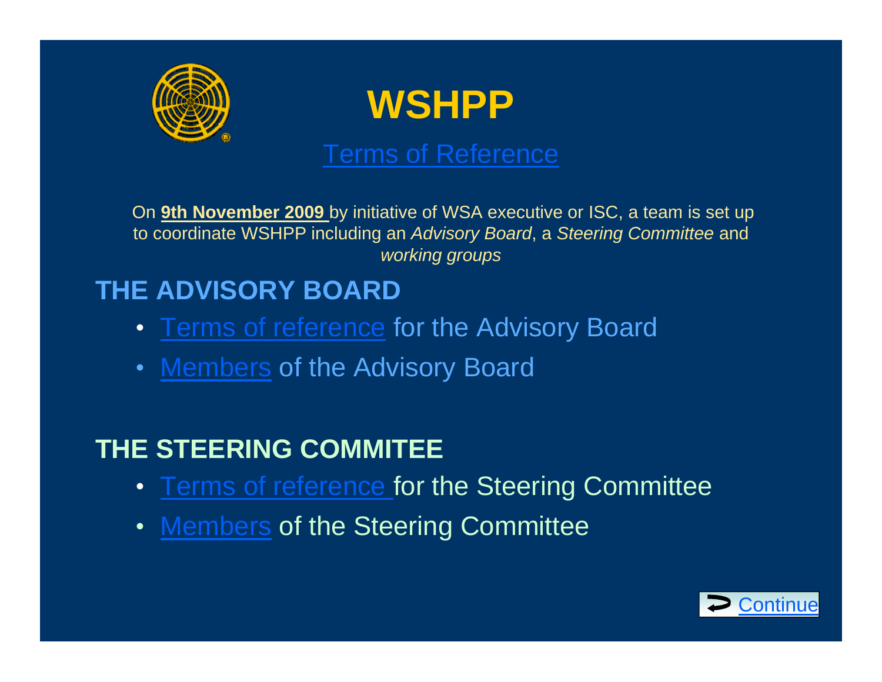# WSHPP

## Terms of Reference

On **9th November 2009** by initiative of WSA executive or ISC, a team is set up to coordinate WSHPP including an *Advisory Board*, a *Steering Committee* and *working groups*

## THE ADVISORY BOARD

- Terms of reference for the Advisory Board
- Members of the Advisory Board

## THE STEERING COMMITEE

- Terms of reference for the Steering Committee
- Members of the Steering Committee

Continue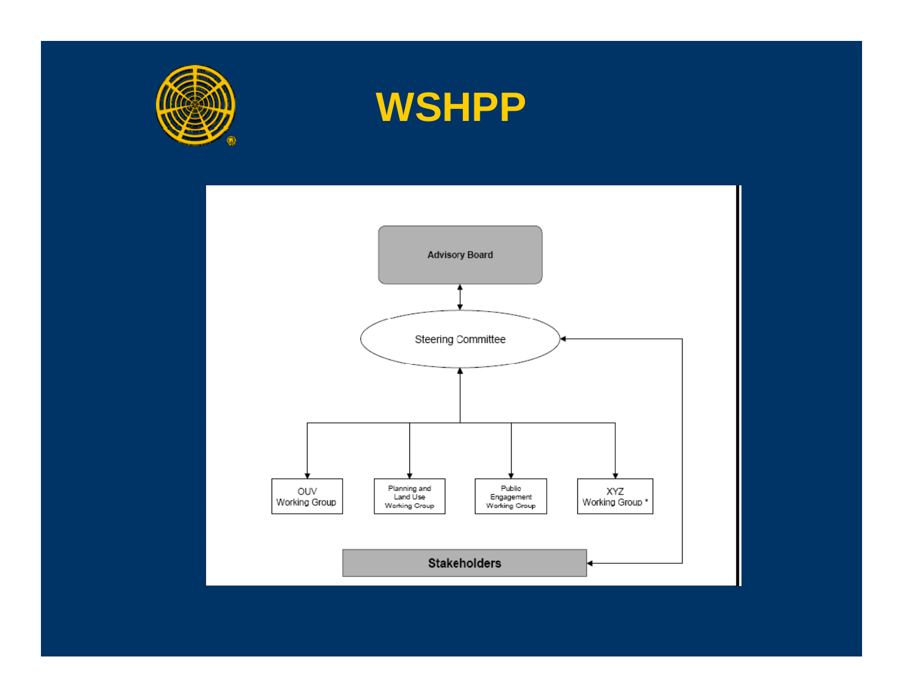# WSHPP

Advisory Board

Steering Committee

OUV Working Group

Planning and Land Use Working Group

Public Engagement Working Group

XYZ Working Group *

Stakeholders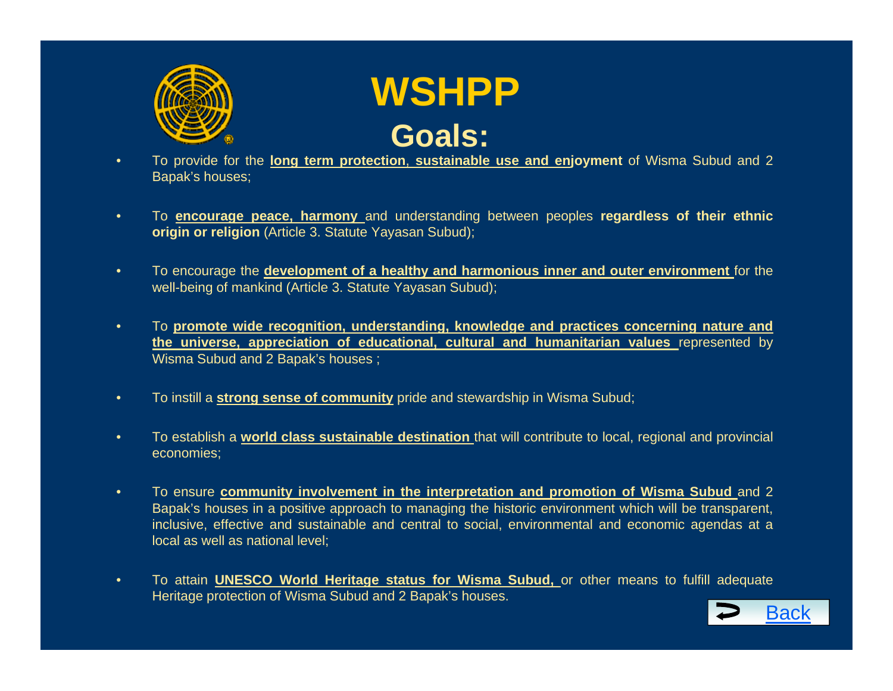# WSHPP

## Goals:

- To provide for the **long term protection**, **sustainable use and enjoyment** of Wisma Subud and 2 Bapak's houses;
- To **encourage peace, harmony** and understanding between peoples **regardless of their ethnic origin or religion** (Article 3. Statute Yayasan Subud);
- To encourage the **development of a healthy and harmonious inner and outer environment** for the well-being of mankind (Article 3. Statute Yayasan Subud);
- To **promote wide recognition, understanding, knowledge and practices concerning nature and the universe, appreciation of educational, cultural and humanitarian values** represented by Wisma Subud and 2 Bapak's houses ;
- To instill a **strong sense of community** pride and stewardship in Wisma Subud;
- To establish a **world class sustainable destination** that will contribute to local, regional and provincial economies;
- To ensure **community involvement in the interpretation and promotion of Wisma Subud** and 2 Bapak's houses in a positive approach to managing the historic environment which will be transparent, inclusive, effective and sustainable and central to social, environmental and economic agendas at a local as well as national level;
- To attain **UNESCO World Heritage status for Wisma Subud,** or other means to fulfill adequate Heritage protection of Wisma Subud and 2 Bapak's houses.

Back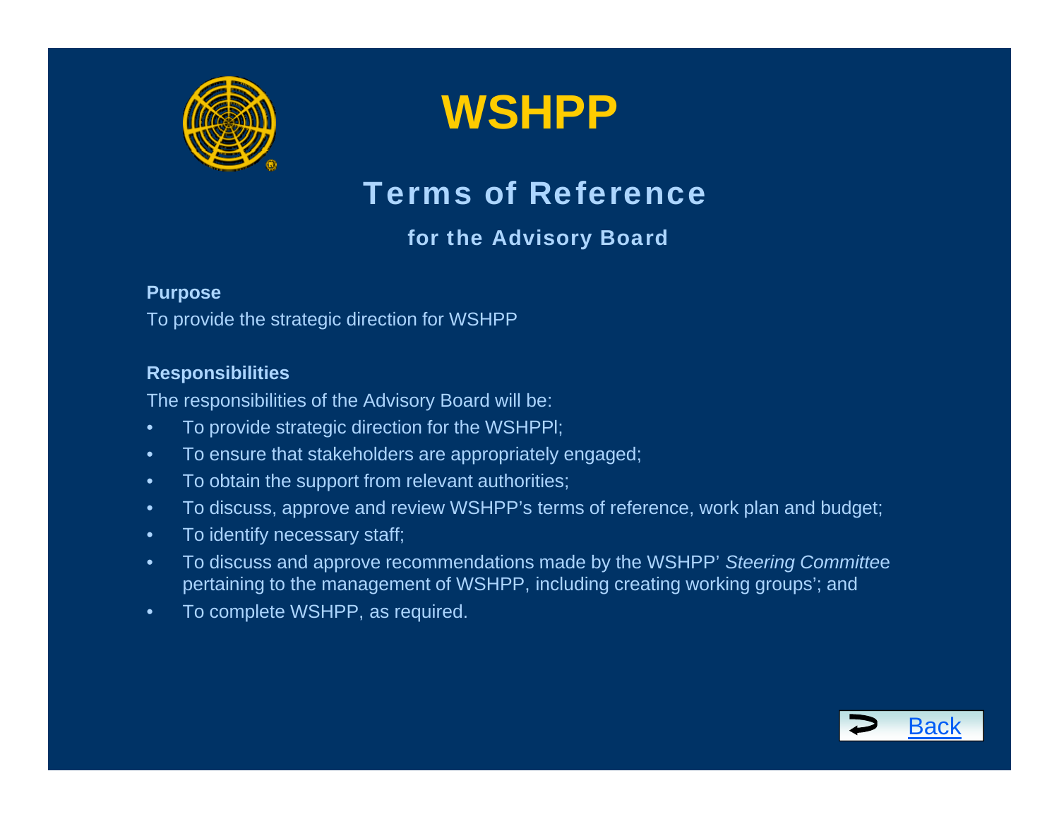# WSHPP

## Terms of Reference

### for the Advisory Board

**Purpose**

To provide the strategic direction for WSHPP

**Responsibilities**

The responsibilities of the Advisory Board will be:

- To provide strategic direction for the WSHPPl;
- To ensure that stakeholders are appropriately engaged;
- To obtain the support from relevant authorities;
- To discuss, approve and review WSHPP's terms of reference, work plan and budget;
- To identify necessary staff;
- To discuss and approve recommendations made by the WSHPP' *Steering Committe*e pertaining to the management of WSHPP, including creating working groups'; and
- To complete WSHPP, as required.

Back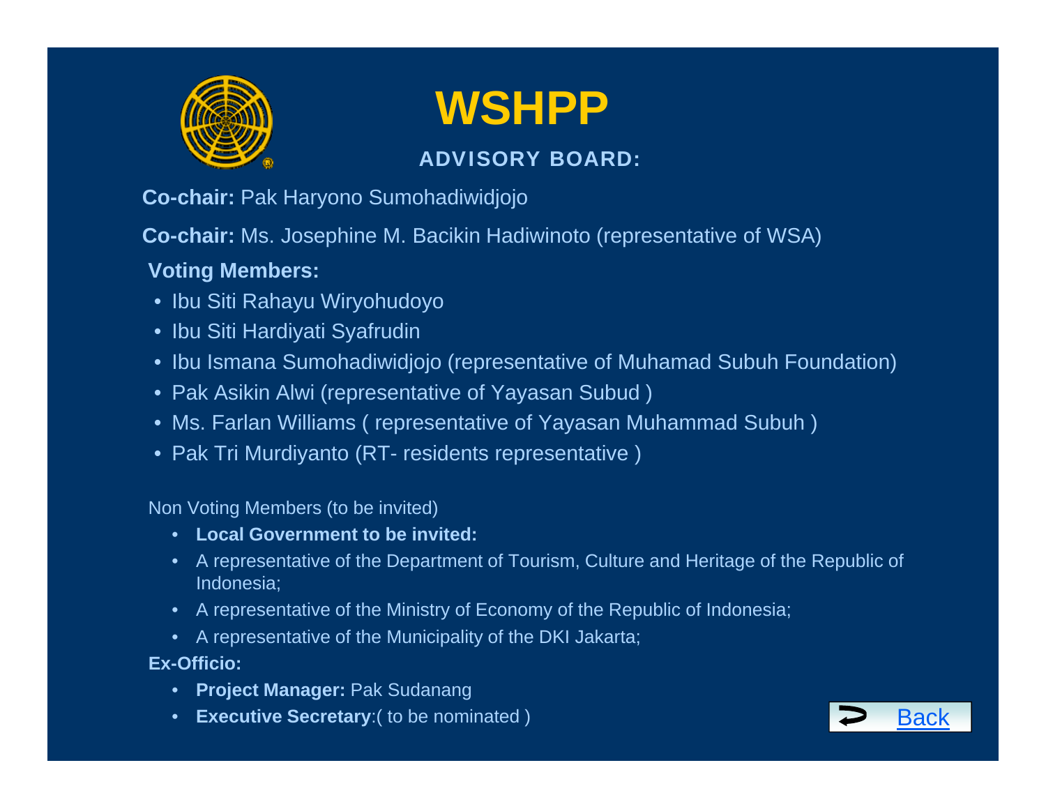# WSHPP

## ADVISORY BOARD:

**Co-chair:** Pak Haryono Sumohadiwidjojo

**Co-chair:** Ms. Josephine M. Bacikin Hadiwinoto (representative of WSA)

**Voting Members:**

- Ibu Siti Rahayu Wiryohudoyo
- Ibu Siti Hardiyati Syafrudin
- Ibu Ismana Sumohadiwidjojo (representative of Muhamad Subuh Foundation)
- Pak Asikin Alwi (representative of Yayasan Subud )
- Ms. Farlan Williams ( representative of Yayasan Muhammad Subuh )
- Pak Tri Murdiyanto (RT- residents representative )

Non Voting Members (to be invited)

- **Local Government to be invited:**
- A representative of the Department of Tourism, Culture and Heritage of the Republic of Indonesia;
- A representative of the Ministry of Economy of the Republic of Indonesia;
- A representative of the Municipality of the DKI Jakarta;

**Ex-Officio:**

- **Project Manager:** Pak Sudanang
- **Executive Secretary**:( to be nominated )

Back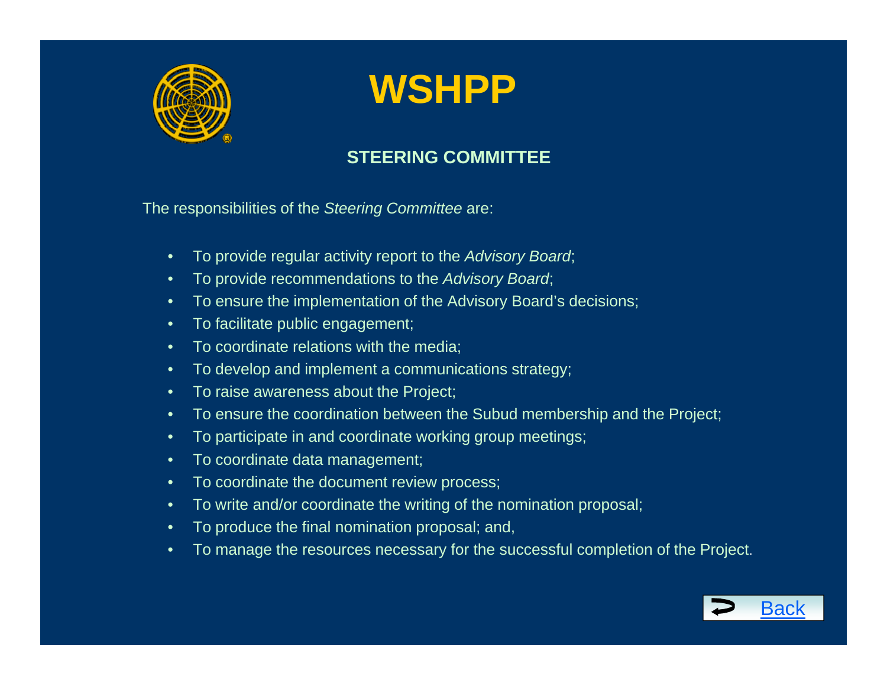# WSHPP

## STEERING COMMITTEE

The responsibilities of the *Steering Committee* are:

- To provide regular activity report to the *Advisory Board*;
- To provide recommendations to the *Advisory Board*;
- To ensure the implementation of the Advisory Board's decisions;
- To facilitate public engagement;
- To coordinate relations with the media;
- To develop and implement a communications strategy;
- To raise awareness about the Project;
- To ensure the coordination between the Subud membership and the Project;
- To participate in and coordinate working group meetings;
- To coordinate data management;
- To coordinate the document review process;
- To write and/or coordinate the writing of the nomination proposal;
- To produce the final nomination proposal; and,
- To manage the resources necessary for the successful completion of the Project.

Back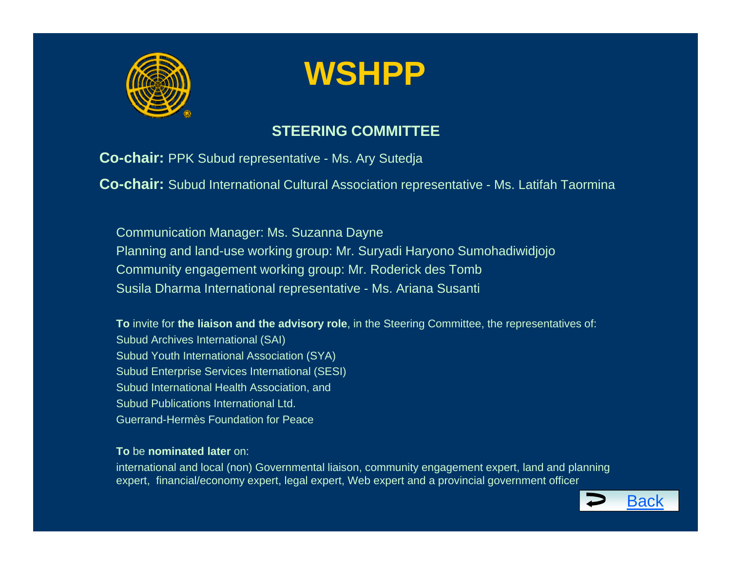# WSHPP

## STEERING COMMITTEE

**Co-chair:** PPK Subud representative - Ms. Ary Sutedja

**Co-chair:** Subud International Cultural Association representative - Ms. Latifah Taormina

Communication Manager: Ms. Suzanna Dayne
Planning and land-use working group: Mr. Suryadi Haryono Sumohadiwidjojo
Community engagement working group: Mr. Roderick des Tomb
Susila Dharma International representative - Ms. Ariana Susanti

**To** invite for **the liaison and the advisory role**, in the Steering Committee, the representatives of:
Subud Archives International (SAI)
Subud Youth International Association (SYA)
Subud Enterprise Services International (SESI)
Subud International Health Association, and
Subud Publications International Ltd.
Guerrand-Hermès Foundation for Peace

**To** be **nominated later** on:
international and local (non) Governmental liaison, community engagement expert, land and planning expert, financial/economy expert, legal expert, Web expert and a provincial government officer

Back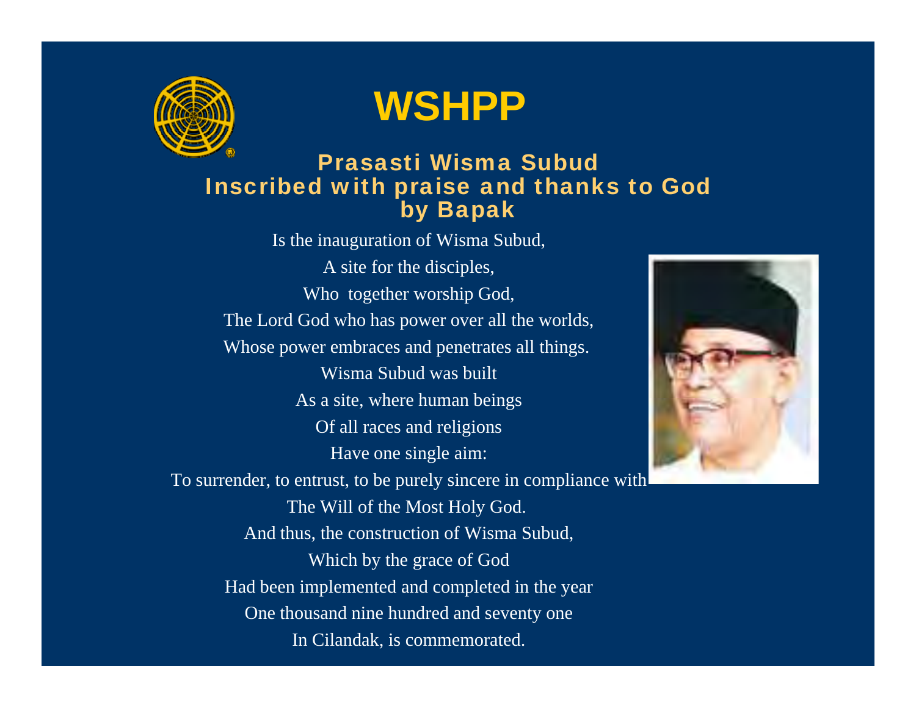# WSHPP

## Prasasti Wisma Subud
## Inscribed with praise and thanks to God
## by Bapak

Is the inauguration of Wisma Subud,
A site for the disciples,
Who together worship God,
The Lord God who has power over all the worlds,
Whose power embraces and penetrates all things.
Wisma Subud was built
As a site, where human beings
Of all races and religions
Have one single aim:
To surrender, to entrust, to be purely sincere in compliance with
The Will of the Most Holy God.
And thus, the construction of Wisma Subud,
Which by the grace of God
Had been implemented and completed in the year
One thousand nine hundred and seventy one
In Cilandak, is commemorated.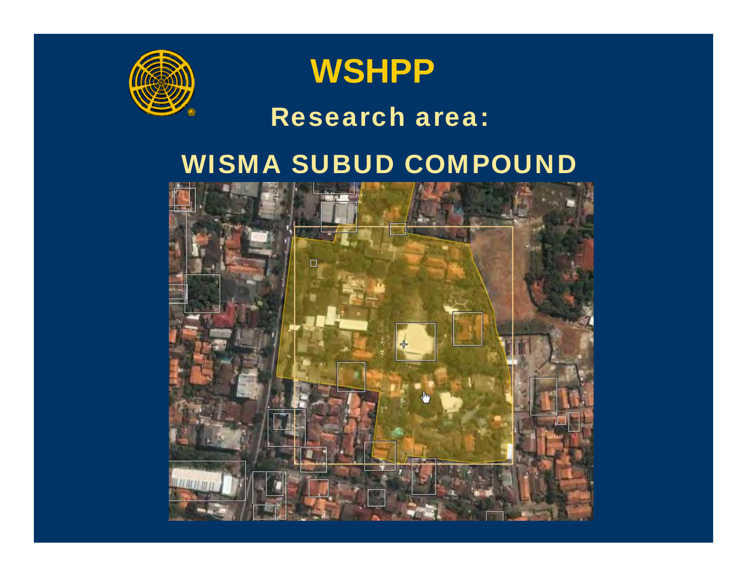# WSHPP

## Research area:

## WISMA SUBUD COMPOUND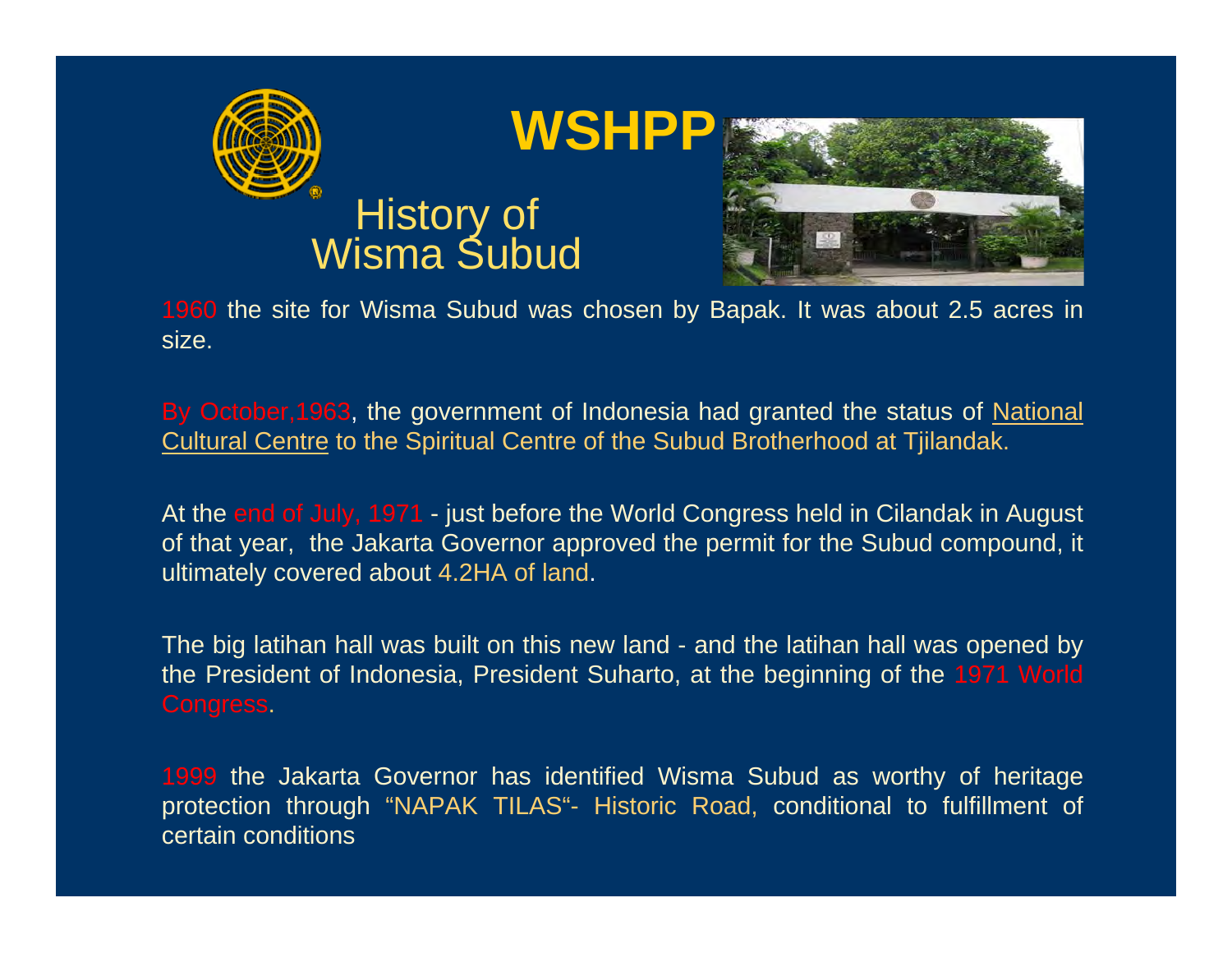# WSHPP

## History of Wisma Subud

1960 the site for Wisma Subud was chosen by Bapak. It was about 2.5 acres in size.

By October,1963, the government of Indonesia had granted the status of National Cultural Centre to the Spiritual Centre of the Subud Brotherhood at Tjilandak.

At the end of July, 1971 - just before the World Congress held in Cilandak in August of that year, the Jakarta Governor approved the permit for the Subud compound, it ultimately covered about 4.2HA of land.

The big latihan hall was built on this new land - and the latihan hall was opened by the President of Indonesia, President Suharto, at the beginning of the 1971 World Congress.

1999 the Jakarta Governor has identified Wisma Subud as worthy of heritage protection through "NAPAK TILAS"- Historic Road, conditional to fulfillment of certain conditions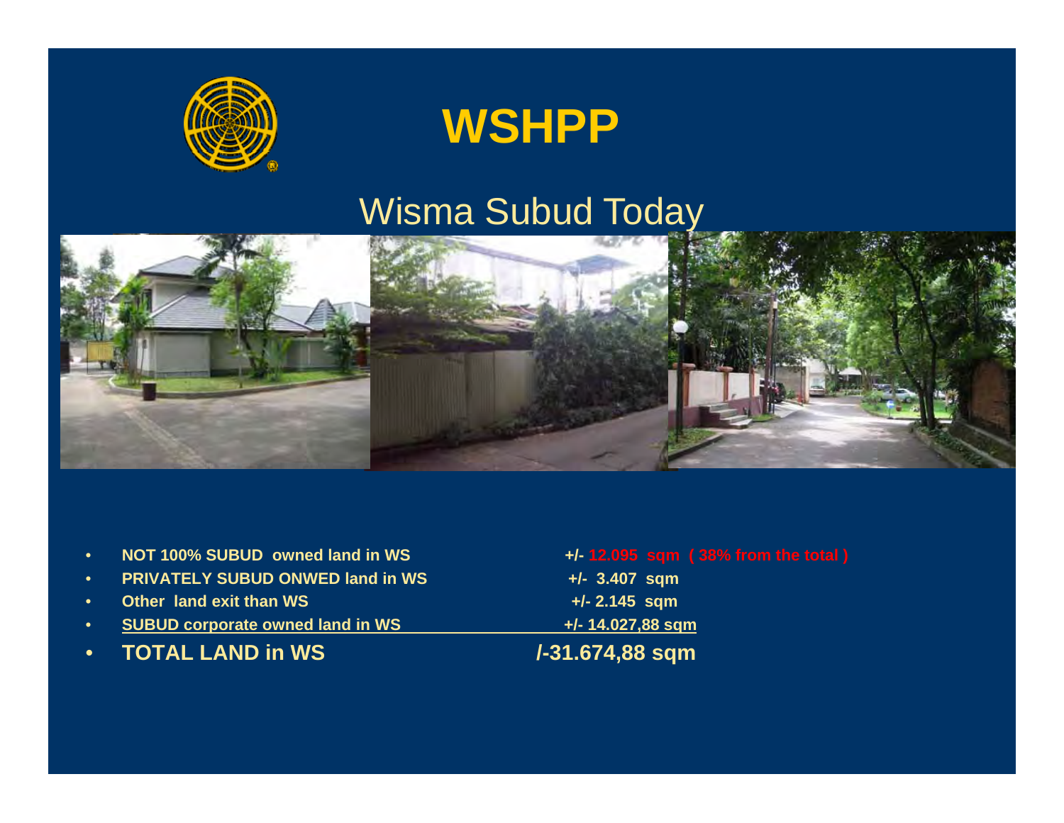# WSHPP

## Wisma Subud Today

- **NOT 100% SUBUD owned land in WS** **+/- 12.095 sqm ( 38% from the total )**
- **PRIVATELY SUBUD ONWED land in WS** **+/- 3.407 sqm**
- **Other land exit than WS** **+/- 2.145 sqm**
- **SUBUD corporate owned land in WS** **+/- 14.027,88 sqm**
- **TOTAL LAND in WS** **/-31.674,88 sqm**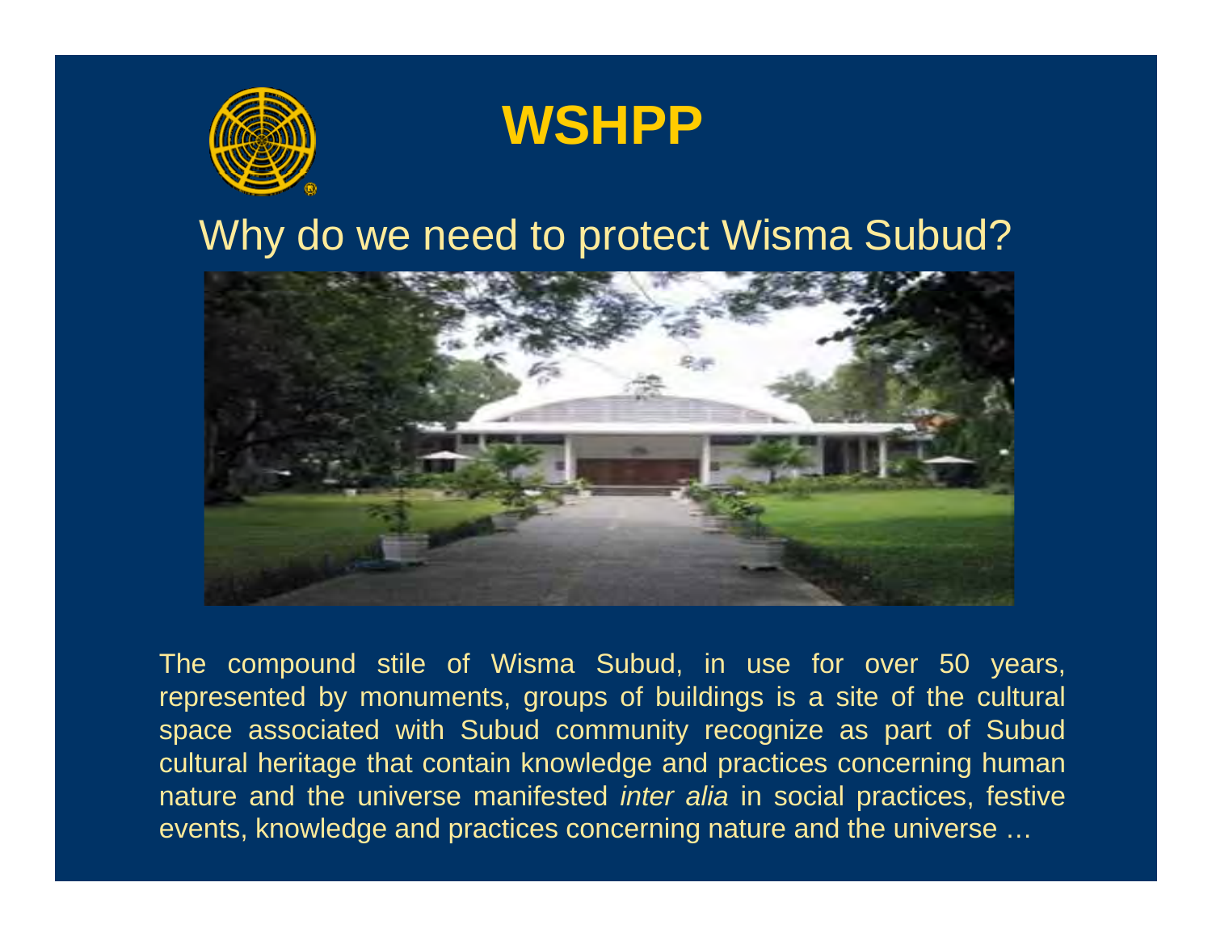# WSHPP

## Why do we need to protect Wisma Subud?

The compound stile of Wisma Subud, in use for over 50 years, represented by monuments, groups of buildings is a site of the cultural space associated with Subud community recognize as part of Subud cultural heritage that contain knowledge and practices concerning human nature and the universe manifested *inter alia* in social practices, festive events, knowledge and practices concerning nature and the universe …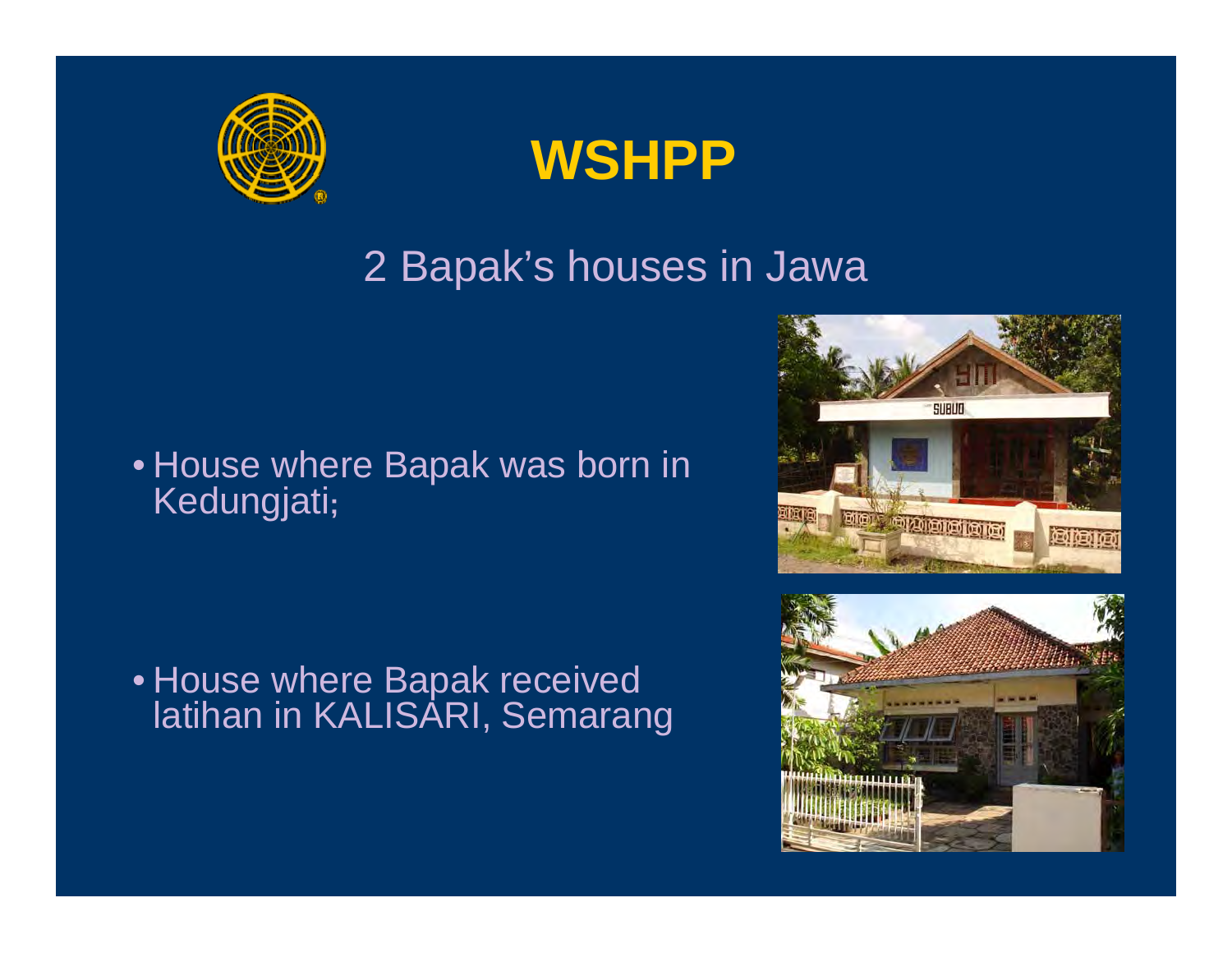# WSHPP

## 2 Bapak's houses in Jawa

- House where Bapak was born in Kedungjati;
- House where Bapak received latihan in KALISARI, Semarang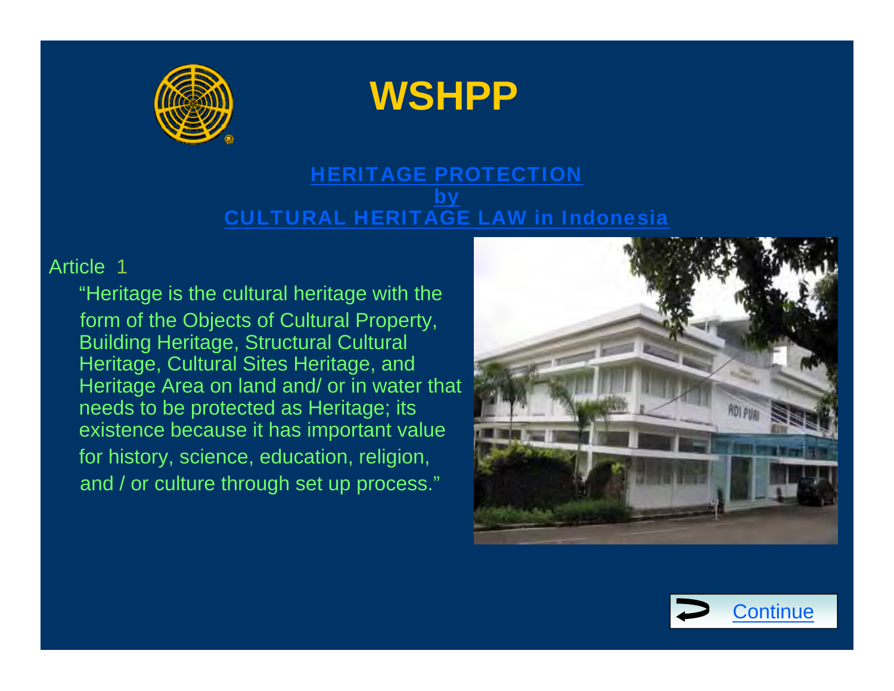# WSHPP

## HERITAGE PROTECTION by CULTURAL HERITAGE LAW in Indonesia

Article 1

"Heritage is the cultural heritage with the form of the Objects of Cultural Property, Building Heritage, Structural Cultural Heritage, Cultural Sites Heritage, and Heritage Area on land and/ or in water that needs to be protected as Heritage; its existence because it has important value for history, science, education, religion, and / or culture through set up process."

Continue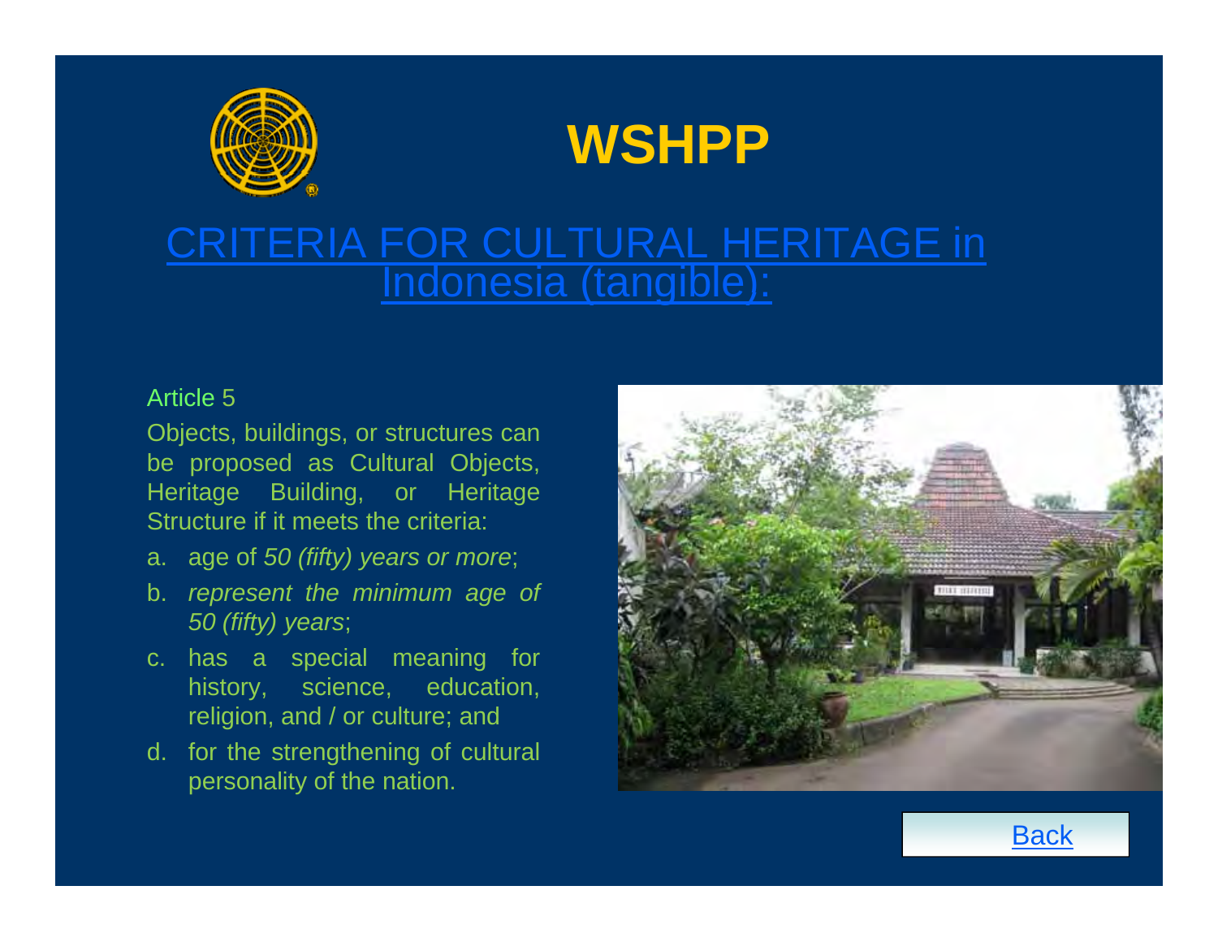# WSHPP

## CRITERIA FOR CULTURAL HERITAGE in Indonesia (tangible):

Article 5

Objects, buildings, or structures can be proposed as Cultural Objects, Heritage Building, or Heritage Structure if it meets the criteria:

a. age of *50 (fifty) years or more*;
b. *represent the minimum age of 50 (fifty) years*;
c. has a special meaning for history, science, education, religion, and / or culture; and
d. for the strengthening of cultural personality of the nation.

Back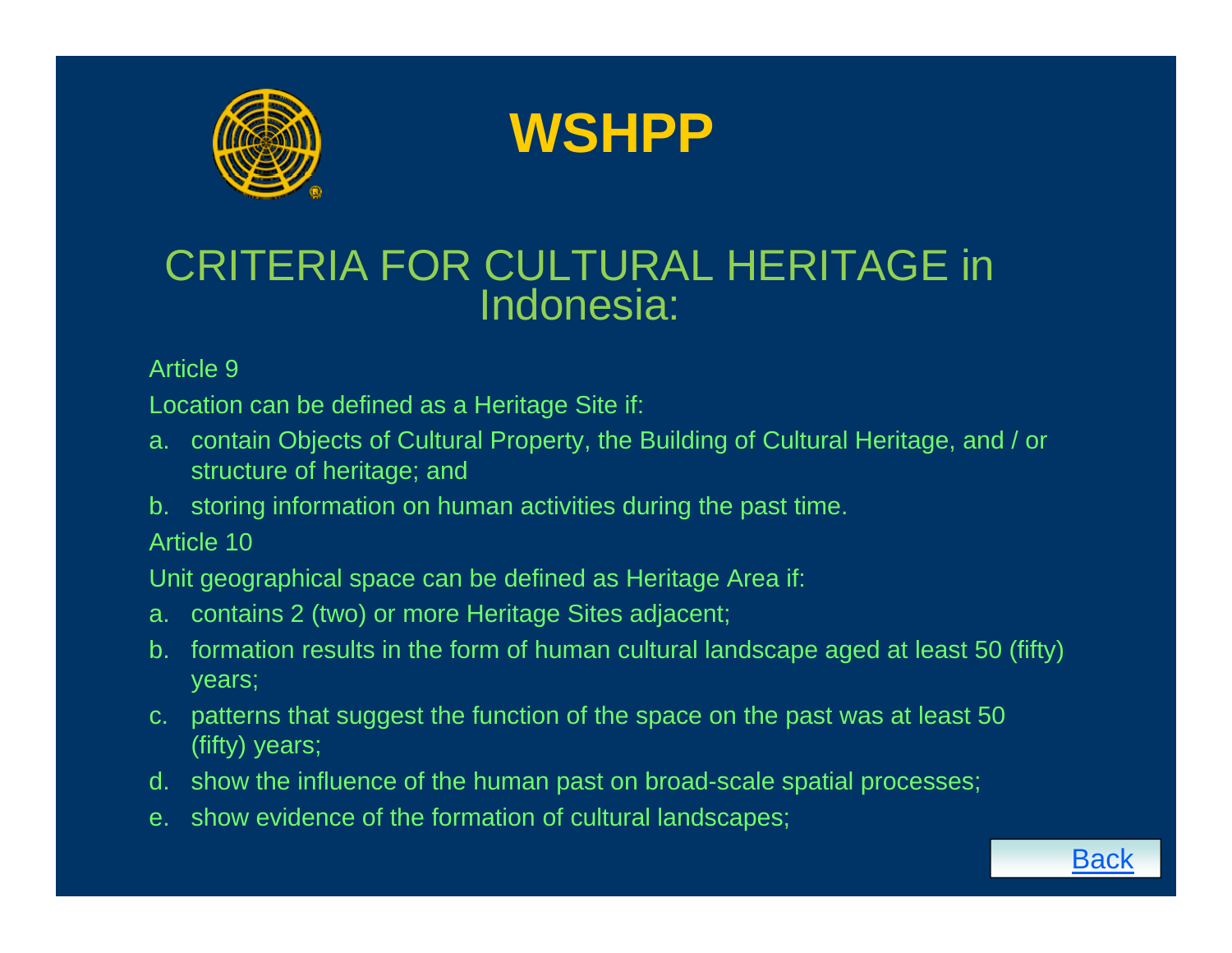# WSHPP

## CRITERIA FOR CULTURAL HERITAGE in Indonesia:

Article 9

Location can be defined as a Heritage Site if:

a. contain Objects of Cultural Property, the Building of Cultural Heritage, and / or structure of heritage; and
b. storing information on human activities during the past time.

Article 10

Unit geographical space can be defined as Heritage Area if:

a. contains 2 (two) or more Heritage Sites adjacent;
b. formation results in the form of human cultural landscape aged at least 50 (fifty) years;
c. patterns that suggest the function of the space on the past was at least 50 (fifty) years;
d. show the influence of the human past on broad-scale spatial processes;
e. show evidence of the formation of cultural landscapes;

Back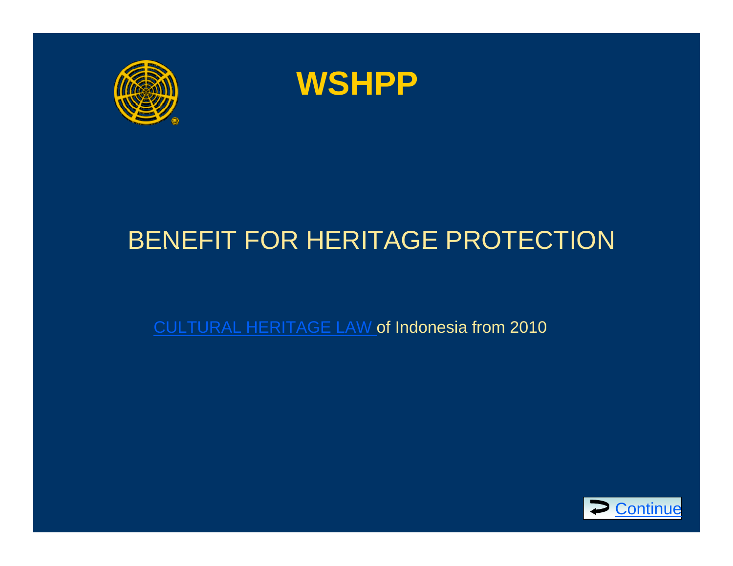# WSHPP

## BENEFIT FOR HERITAGE PROTECTION

CULTURAL HERITAGE LAW of Indonesia from 2010

Continue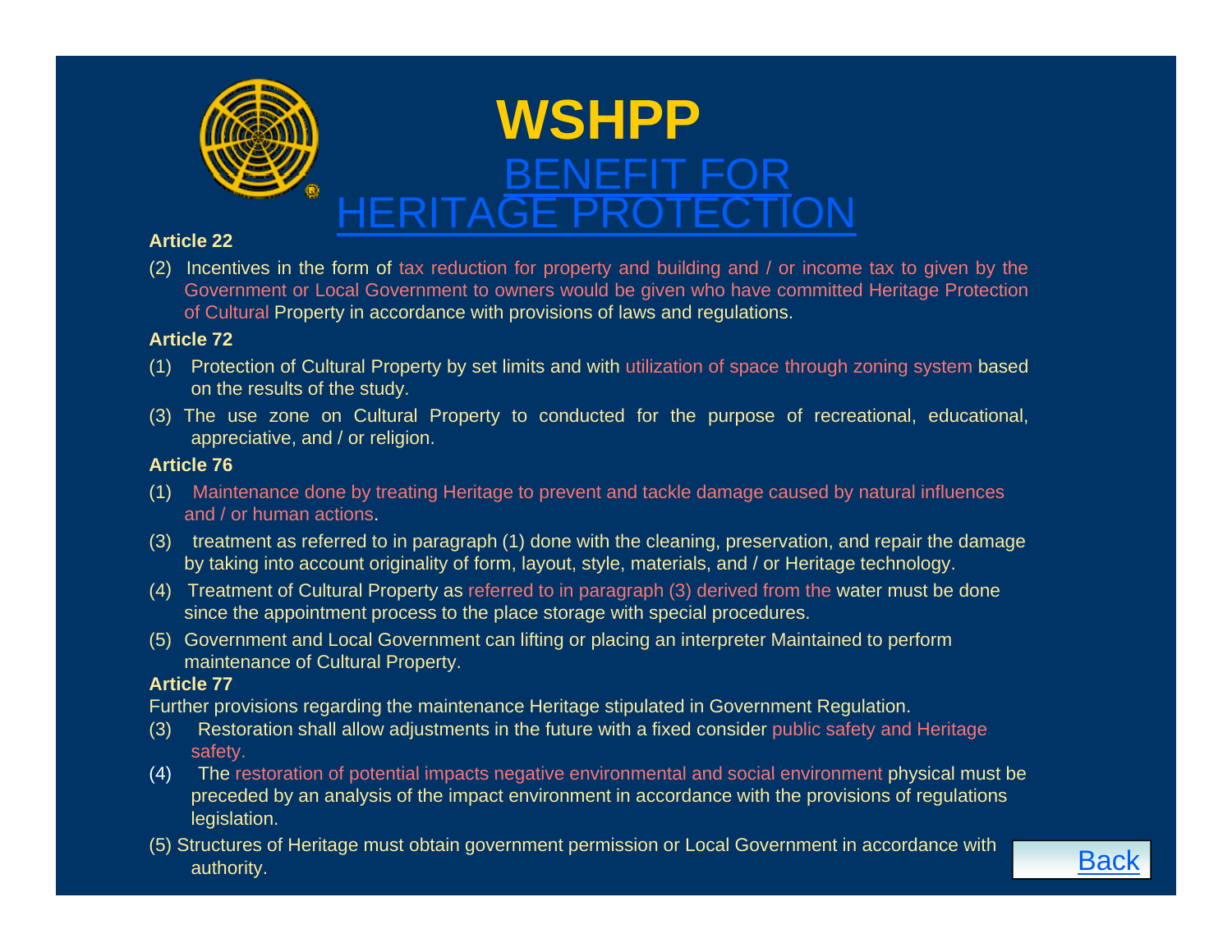# WSHPP

## BENEFIT FOR HERITAGE PROTECTION

**Article 22**

(2) Incentives in the form of tax reduction for property and building and / or income tax to given by the Government or Local Government to owners would be given who have committed Heritage Protection of Cultural Property in accordance with provisions of laws and regulations.

**Article 72**

(1) Protection of Cultural Property by set limits and with utilization of space through zoning system based on the results of the study.

(3) The use zone on Cultural Property to conducted for the purpose of recreational, educational, appreciative, and / or religion.

**Article 76**

(1) Maintenance done by treating Heritage to prevent and tackle damage caused by natural influences and / or human actions.

(3) treatment as referred to in paragraph (1) done with the cleaning, preservation, and repair the damage by taking into account originality of form, layout, style, materials, and / or Heritage technology.

(4) Treatment of Cultural Property as referred to in paragraph (3) derived from the water must be done since the appointment process to the place storage with special procedures.

(5) Government and Local Government can lifting or placing an interpreter Maintained to perform maintenance of Cultural Property.

**Article 77**

Further provisions regarding the maintenance Heritage stipulated in Government Regulation.

(3) Restoration shall allow adjustments in the future with a fixed consider public safety and Heritage safety.

(4) The restoration of potential impacts negative environmental and social environment physical must be preceded by an analysis of the impact environment in accordance with the provisions of regulations legislation.

(5) Structures of Heritage must obtain government permission or Local Government in accordance with authority.

Back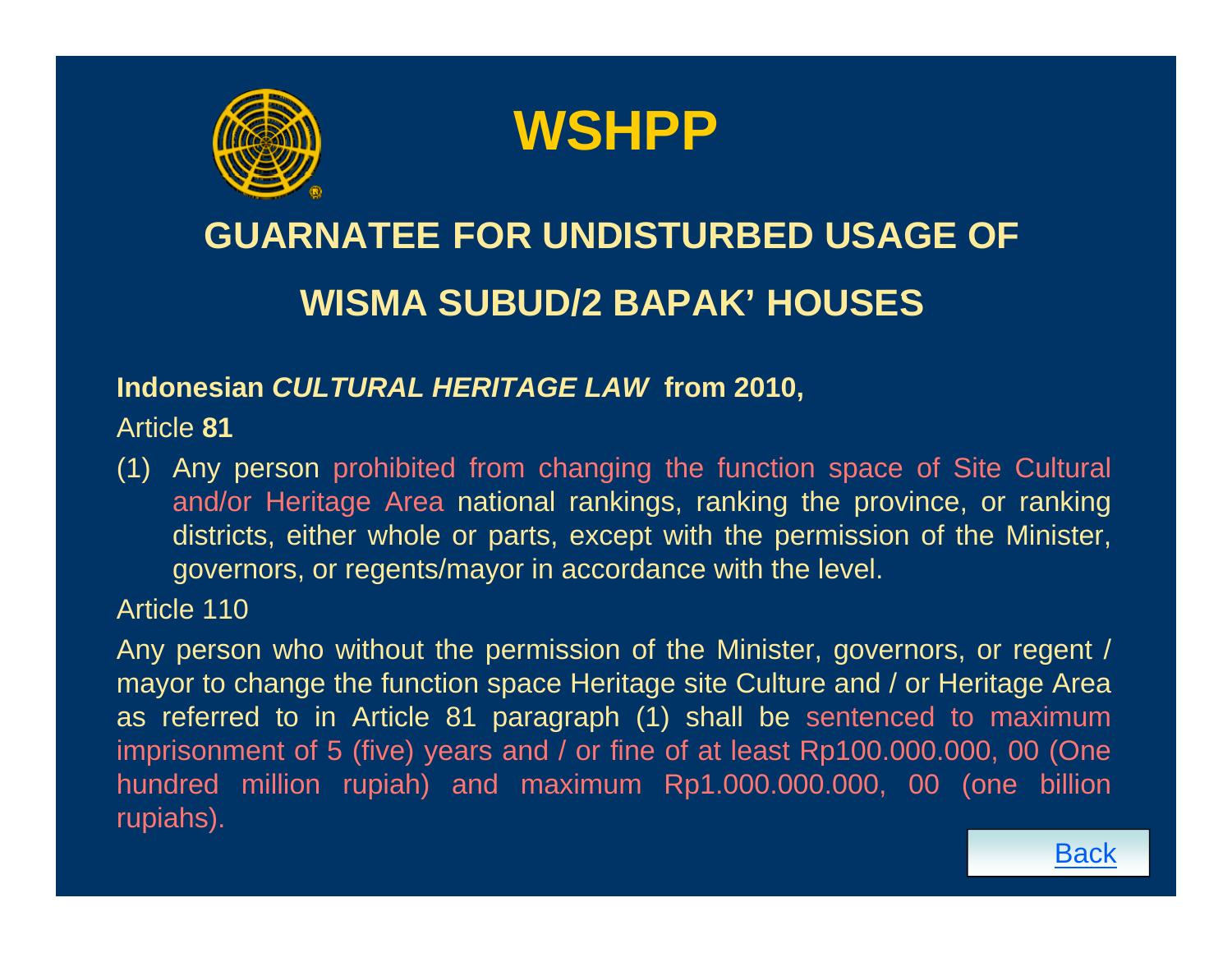# WSHPP

## GUARNATEE FOR UNDISTURBED USAGE OF WISMA SUBUD/2 BAPAK' HOUSES

**Indonesian *CULTURAL HERITAGE LAW* from 2010,**

Article **81**

(1) Any person prohibited from changing the function space of Site Cultural and/or Heritage Area national rankings, ranking the province, or ranking districts, either whole or parts, except with the permission of the Minister, governors, or regents/mayor in accordance with the level.

Article 110

Any person who without the permission of the Minister, governors, or regent / mayor to change the function space Heritage site Culture and / or Heritage Area as referred to in Article 81 paragraph (1) shall be sentenced to maximum imprisonment of 5 (five) years and / or fine of at least Rp100.000.000, 00 (One hundred million rupiah) and maximum Rp1.000.000.000, 00 (one billion rupiahs).

Back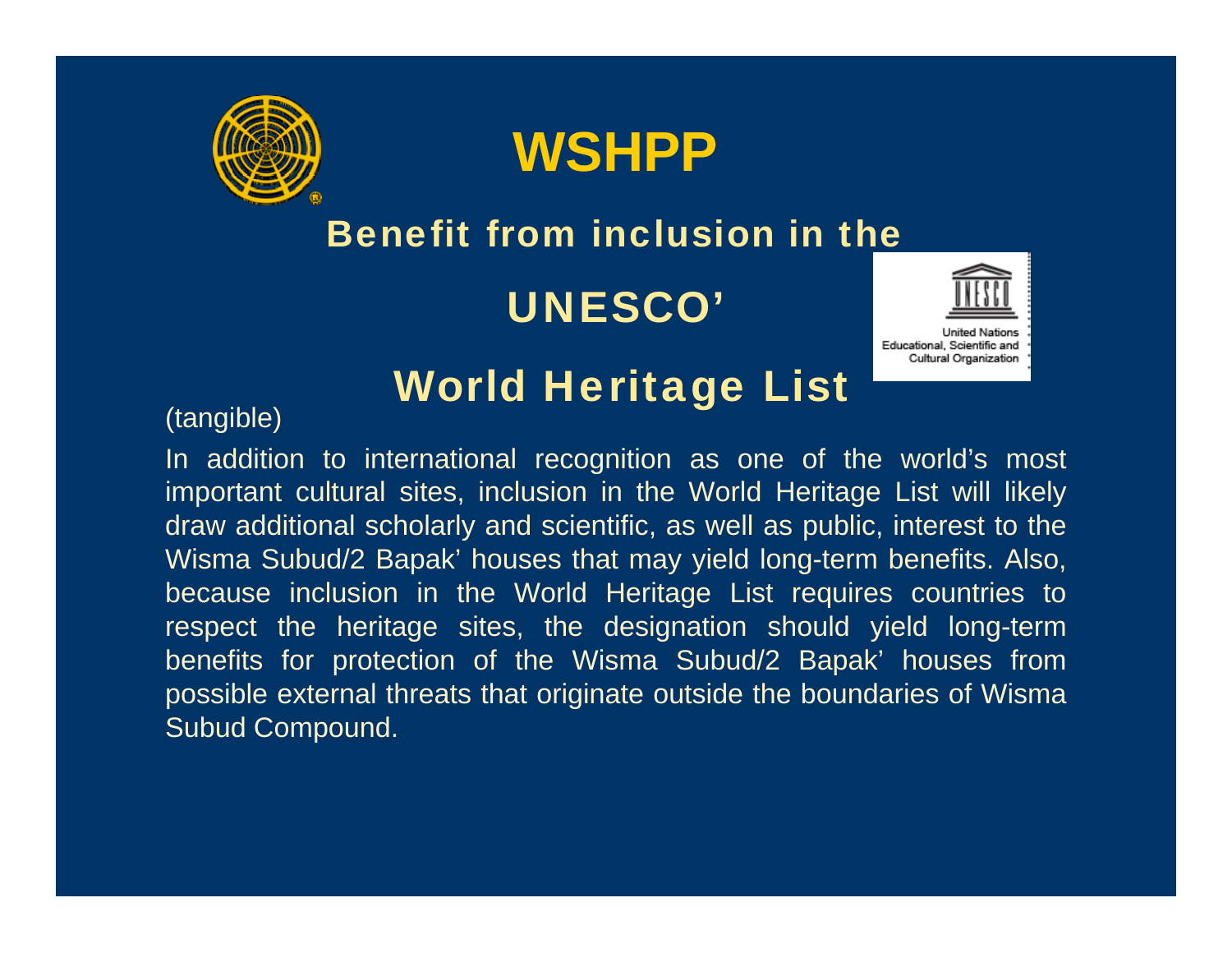# WSHPP

## Benefit from inclusion in the UNESCO' World Heritage List

(tangible)

In addition to international recognition as one of the world's most important cultural sites, inclusion in the World Heritage List will likely draw additional scholarly and scientific, as well as public, interest to the Wisma Subud/2 Bapak' houses that may yield long-term benefits. Also, because inclusion in the World Heritage List requires countries to respect the heritage sites, the designation should yield long-term benefits for protection of the Wisma Subud/2 Bapak' houses from possible external threats that originate outside the boundaries of Wisma Subud Compound.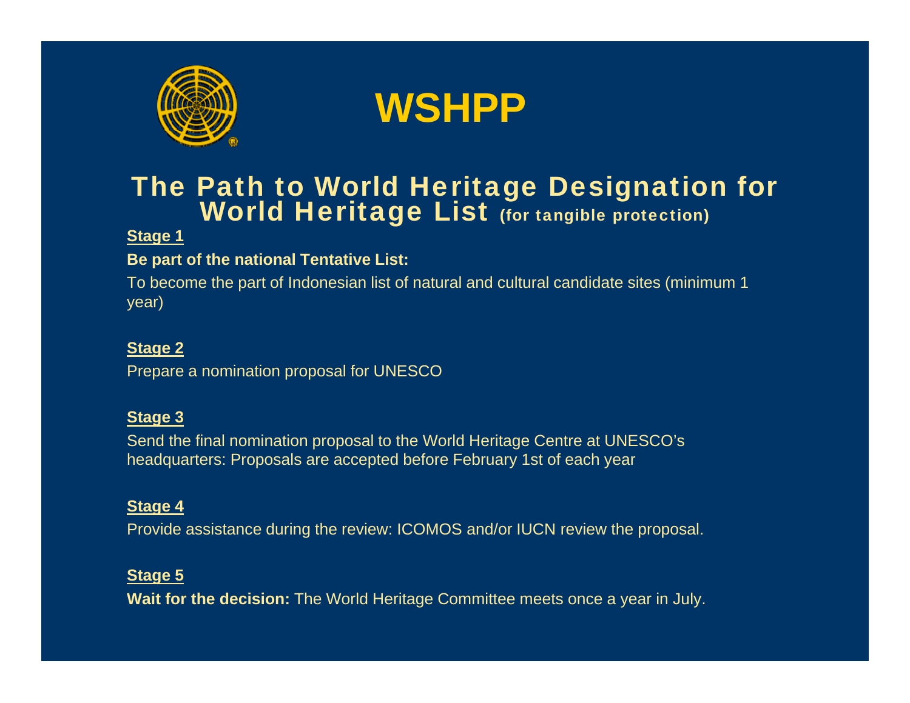# WSHPP

## The Path to World Heritage Designation for World Heritage List (for tangible protection)

**Stage 1**

**Be part of the national Tentative List:**

To become the part of Indonesian list of natural and cultural candidate sites (minimum 1 year)

**Stage 2**

Prepare a nomination proposal for UNESCO

**Stage 3**

Send the final nomination proposal to the World Heritage Centre at UNESCO's headquarters: Proposals are accepted before February 1st of each year

**Stage 4**

Provide assistance during the review: ICOMOS and/or IUCN review the proposal.

**Stage 5**

**Wait for the decision:** The World Heritage Committee meets once a year in July.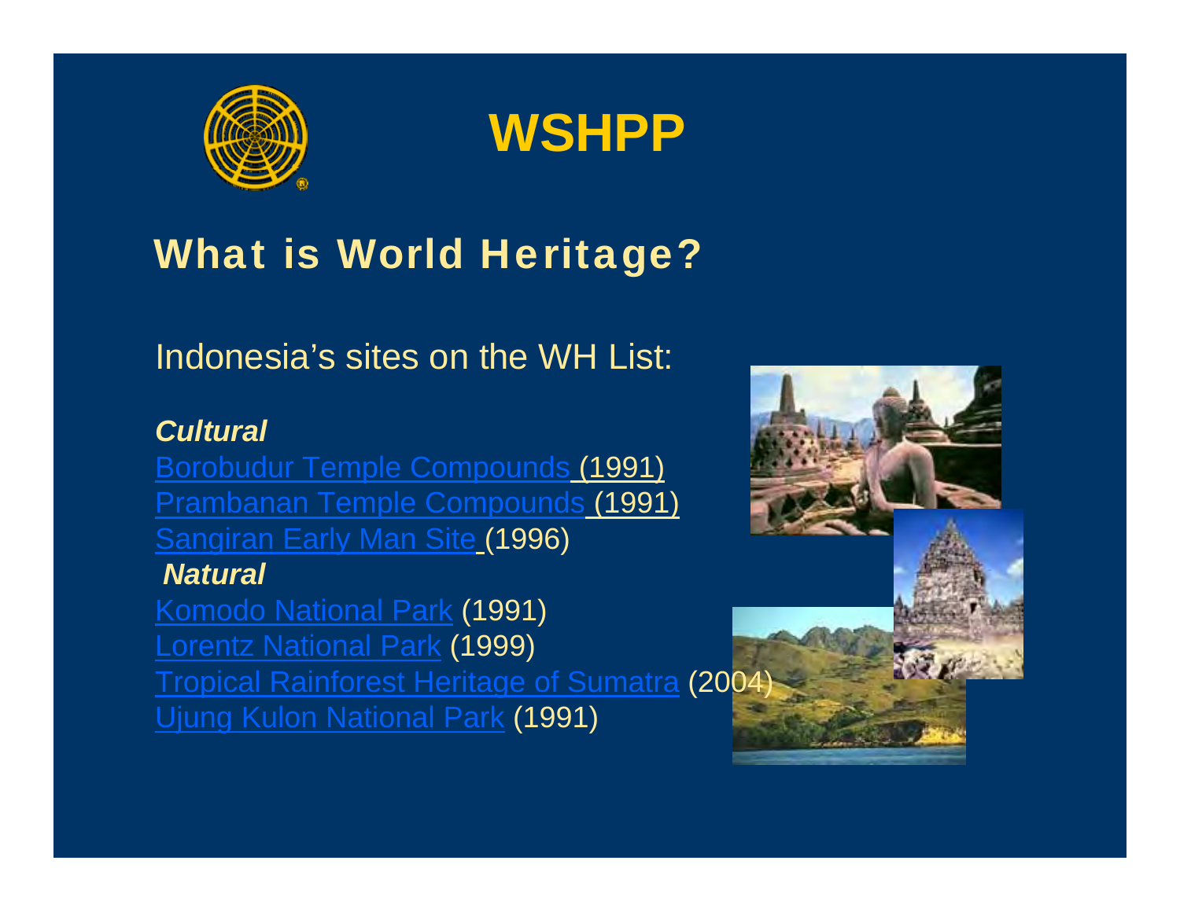# WSHPP

## What is World Heritage?

Indonesia's sites on the WH List:

***Cultural***

Borobudur Temple Compounds (1991)
Prambanan Temple Compounds (1991)
Sangiran Early Man Site (1996)

***Natural***

Komodo National Park (1991)
Lorentz National Park (1999)
Tropical Rainforest Heritage of Sumatra (2004)
Ujung Kulon National Park (1991)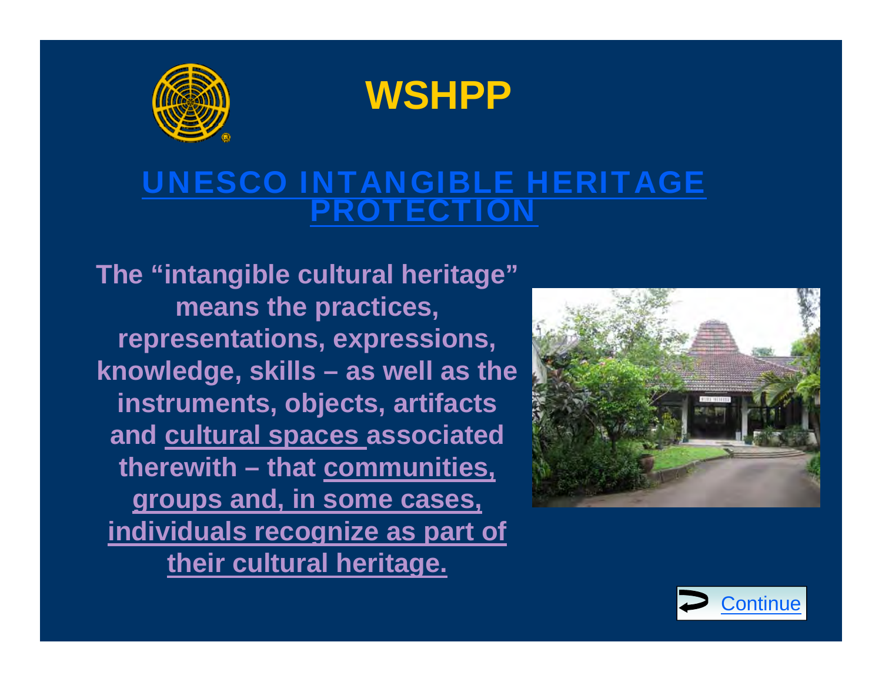# WSHPP

## UNESCO INTANGIBLE HERITAGE PROTECTION

**The "intangible cultural heritage" means the practices, representations, expressions, knowledge, skills – as well as the instruments, objects, artifacts and cultural spaces associated therewith – that communities, groups and, in some cases, individuals recognize as part of their cultural heritage.**

Continue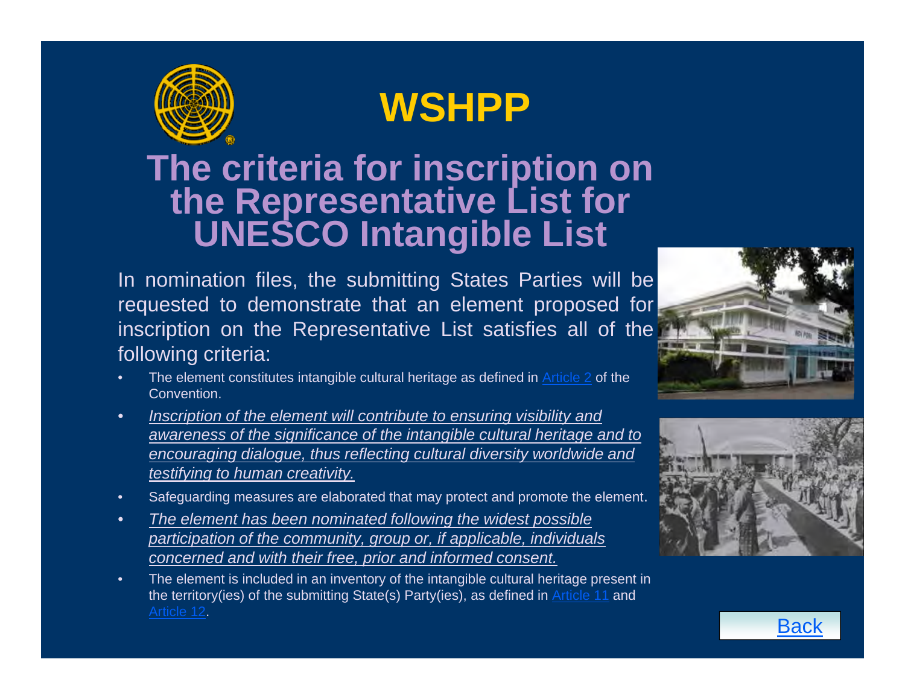# WSHPP

## The criteria for inscription on the Representative List for UNESCO Intangible List

In nomination files, the submitting States Parties will be requested to demonstrate that an element proposed for inscription on the Representative List satisfies all of the following criteria:

- The element constitutes intangible cultural heritage as defined in Article 2 of the Convention.
- *Inscription of the element will contribute to ensuring visibility and awareness of the significance of the intangible cultural heritage and to encouraging dialogue, thus reflecting cultural diversity worldwide and testifying to human creativity.*
- Safeguarding measures are elaborated that may protect and promote the element.
- *The element has been nominated following the widest possible participation of the community, group or, if applicable, individuals concerned and with their free, prior and informed consent.*
- The element is included in an inventory of the intangible cultural heritage present in the territory(ies) of the submitting State(s) Party(ies), as defined in Article 11 and Article 12.

Back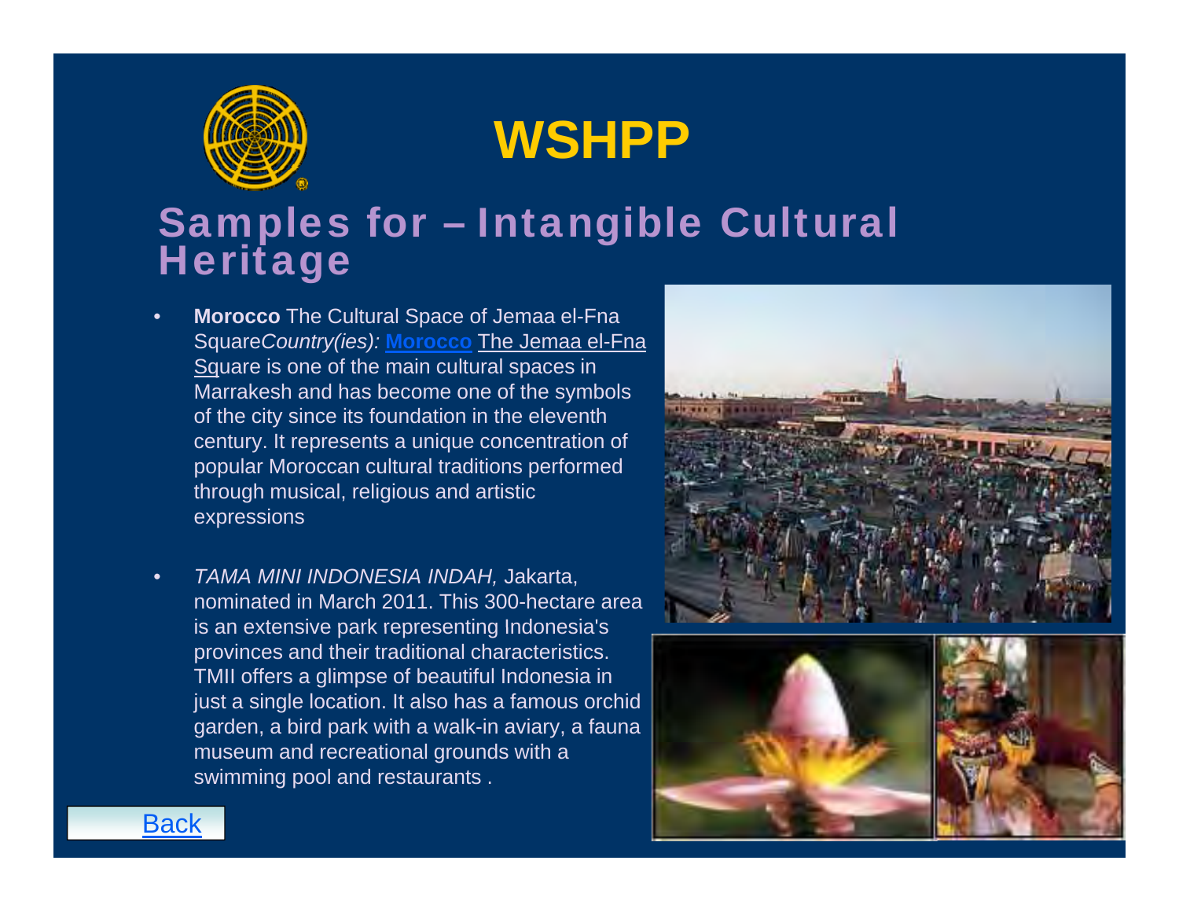# WSHPP

## Samples for – Intangible Cultural Heritage

- **Morocco** The Cultural Space of Jemaa el-Fna Square*Country(ies):* **Morocco** The Jemaa el-Fna Square is one of the main cultural spaces in Marrakesh and has become one of the symbols of the city since its foundation in the eleventh century. It represents a unique concentration of popular Moroccan cultural traditions performed through musical, religious and artistic expressions

- *TAMA MINI INDONESIA INDAH,* Jakarta, nominated in March 2011. This 300-hectare area is an extensive park representing Indonesia's provinces and their traditional characteristics. TMII offers a glimpse of beautiful Indonesia in just a single location. It also has a famous orchid garden, a bird park with a walk-in aviary, a fauna museum and recreational grounds with a swimming pool and restaurants .

Back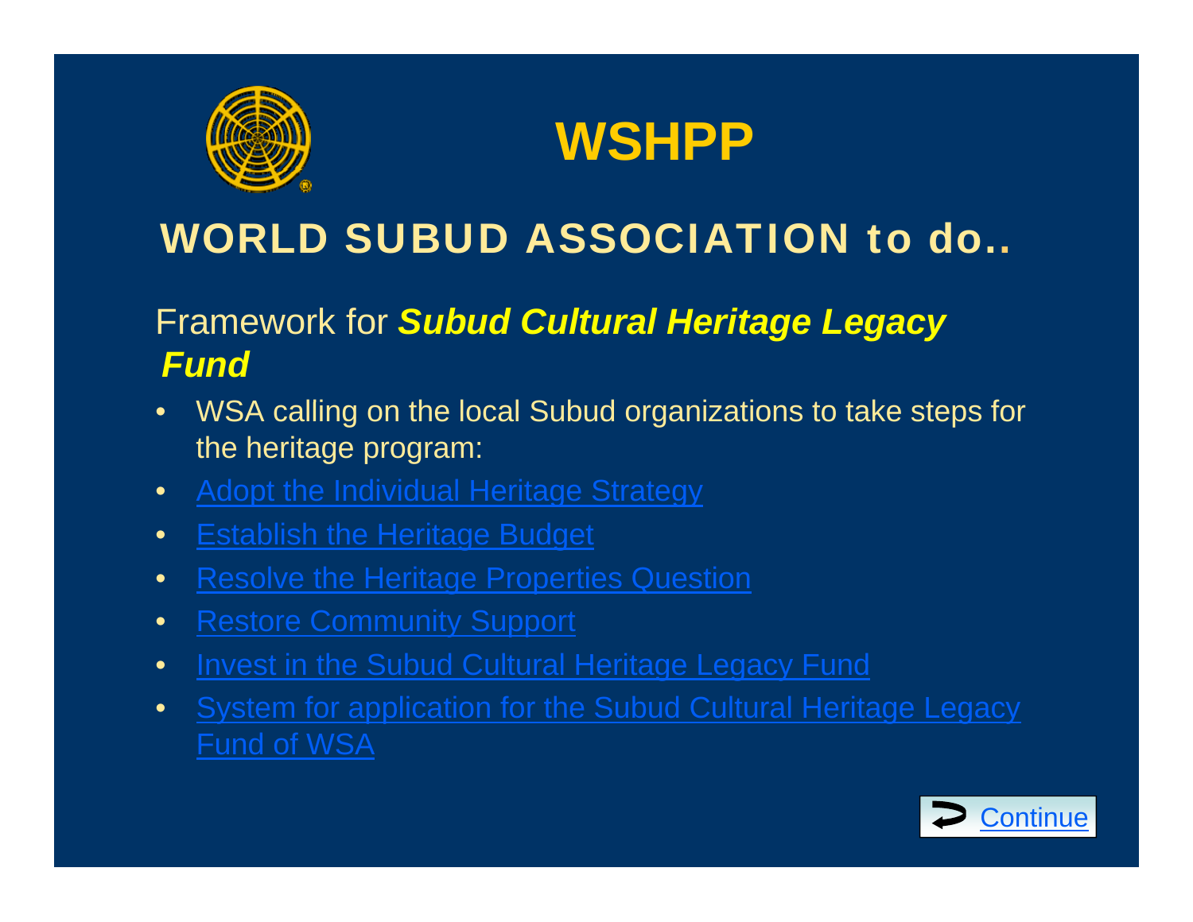# WSHPP

## WORLD SUBUD ASSOCIATION to do..

Framework for ***Subud Cultural Heritage Legacy Fund***

- WSA calling on the local Subud organizations to take steps for the heritage program:
- Adopt the Individual Heritage Strategy
- Establish the Heritage Budget
- Resolve the Heritage Properties Question
- Restore Community Support
- Invest in the Subud Cultural Heritage Legacy Fund
- System for application for the Subud Cultural Heritage Legacy Fund of WSA

Continue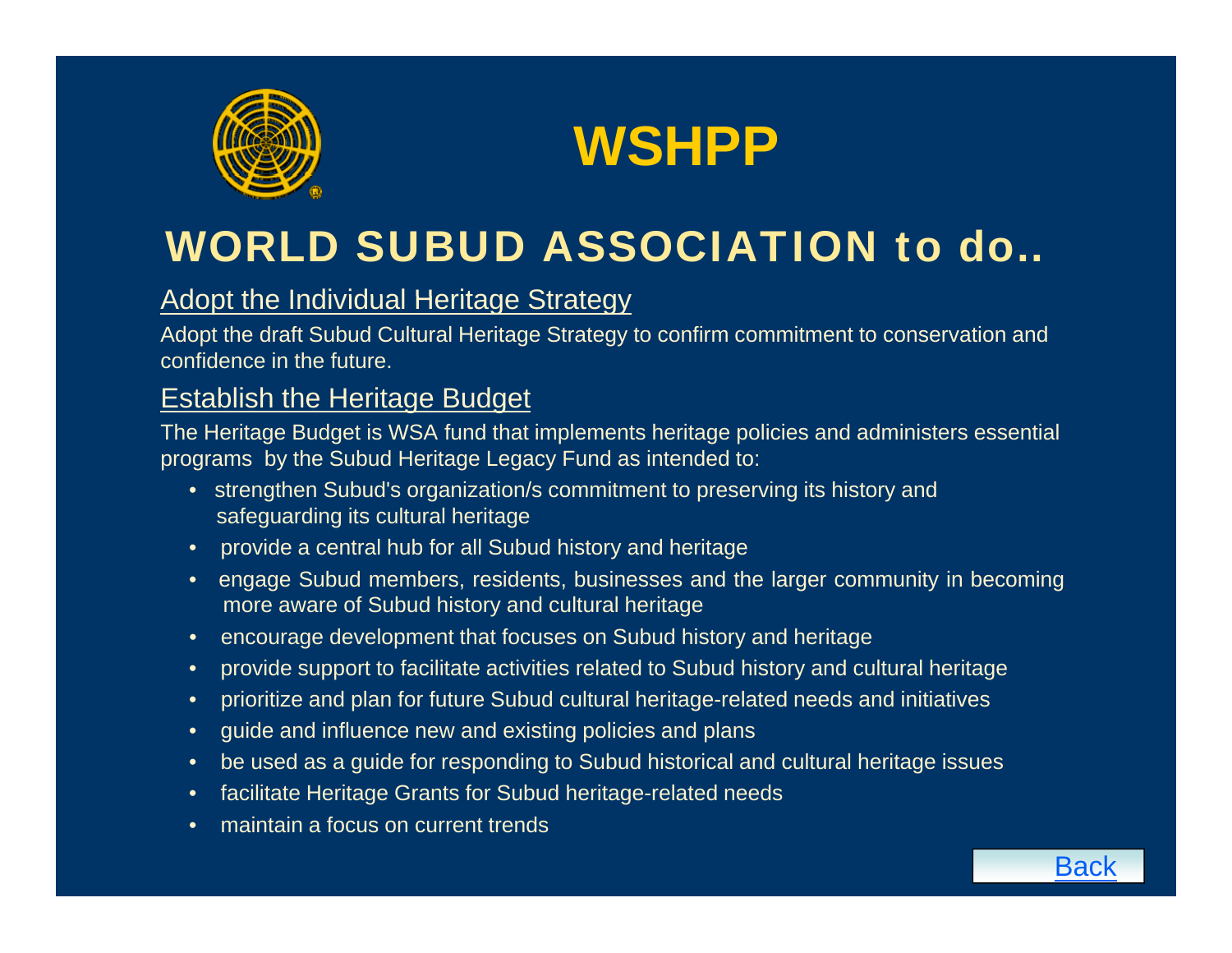# WSHPP

## WORLD SUBUD ASSOCIATION to do..

### Adopt the Individual Heritage Strategy

Adopt the draft Subud Cultural Heritage Strategy to confirm commitment to conservation and confidence in the future.

### Establish the Heritage Budget

The Heritage Budget is WSA fund that implements heritage policies and administers essential programs by the Subud Heritage Legacy Fund as intended to:

- strengthen Subud's organization/s commitment to preserving its history and safeguarding its cultural heritage
- provide a central hub for all Subud history and heritage
- engage Subud members, residents, businesses and the larger community in becoming more aware of Subud history and cultural heritage
- encourage development that focuses on Subud history and heritage
- provide support to facilitate activities related to Subud history and cultural heritage
- prioritize and plan for future Subud cultural heritage-related needs and initiatives
- guide and influence new and existing policies and plans
- be used as a guide for responding to Subud historical and cultural heritage issues
- facilitate Heritage Grants for Subud heritage-related needs
- maintain a focus on current trends

Back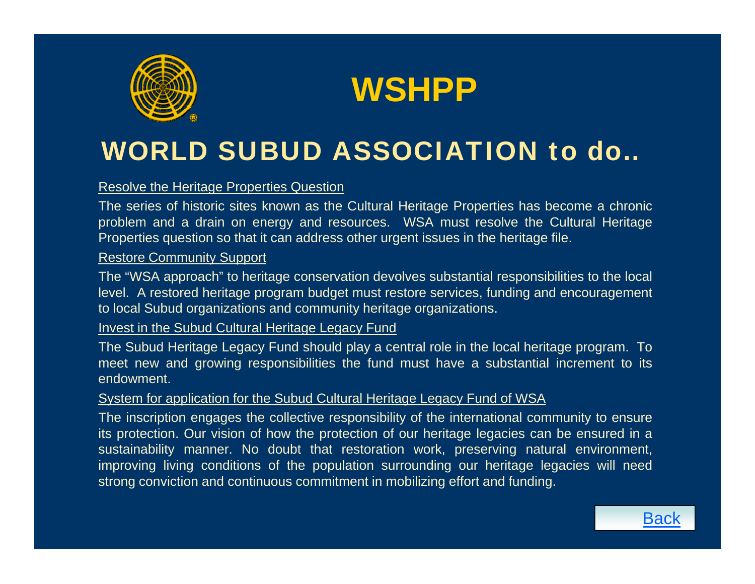# WSHPP

## WORLD SUBUD ASSOCIATION to do..

Resolve the Heritage Properties Question

The series of historic sites known as the Cultural Heritage Properties has become a chronic problem and a drain on energy and resources. WSA must resolve the Cultural Heritage Properties question so that it can address other urgent issues in the heritage file.

Restore Community Support

The "WSA approach" to heritage conservation devolves substantial responsibilities to the local level. A restored heritage program budget must restore services, funding and encouragement to local Subud organizations and community heritage organizations.

Invest in the Subud Cultural Heritage Legacy Fund

The Subud Heritage Legacy Fund should play a central role in the local heritage program. To meet new and growing responsibilities the fund must have a substantial increment to its endowment.

System for application for the Subud Cultural Heritage Legacy Fund of WSA

The inscription engages the collective responsibility of the international community to ensure its protection. Our vision of how the protection of our heritage legacies can be ensured in a sustainability manner. No doubt that restoration work, preserving natural environment, improving living conditions of the population surrounding our heritage legacies will need strong conviction and continuous commitment in mobilizing effort and funding.

Back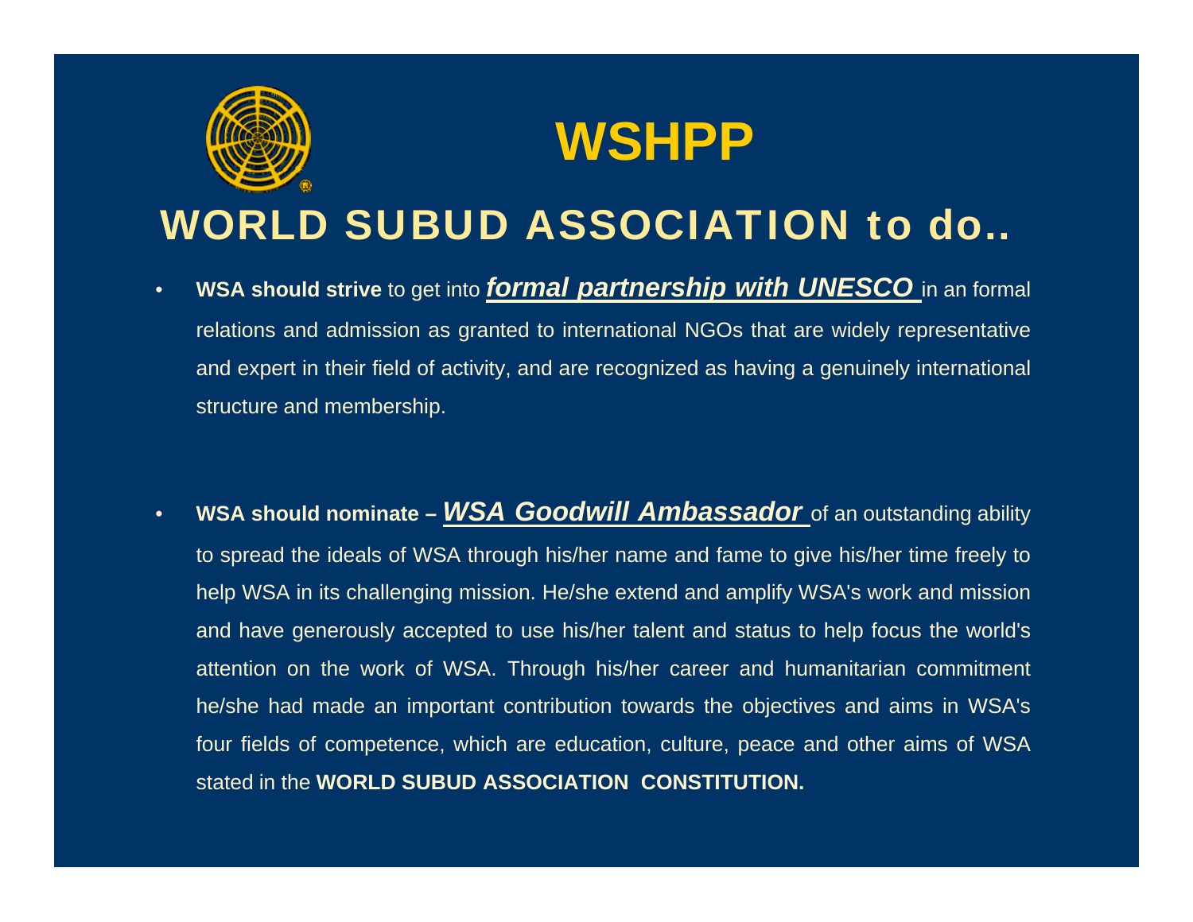# WSHPP

## WORLD SUBUD ASSOCIATION to do..

- **WSA should strive** to get into ***formal partnership with UNESCO*** in an formal relations and admission as granted to international NGOs that are widely representative and expert in their field of activity, and are recognized as having a genuinely international structure and membership.

- **WSA should nominate –** ***WSA Goodwill Ambassador*** of an outstanding ability to spread the ideals of WSA through his/her name and fame to give his/her time freely to help WSA in its challenging mission. He/she extend and amplify WSA's work and mission and have generously accepted to use his/her talent and status to help focus the world's attention on the work of WSA. Through his/her career and humanitarian commitment he/she had made an important contribution towards the objectives and aims in WSA's four fields of competence, which are education, culture, peace and other aims of WSA stated in the **WORLD SUBUD ASSOCIATION CONSTITUTION.**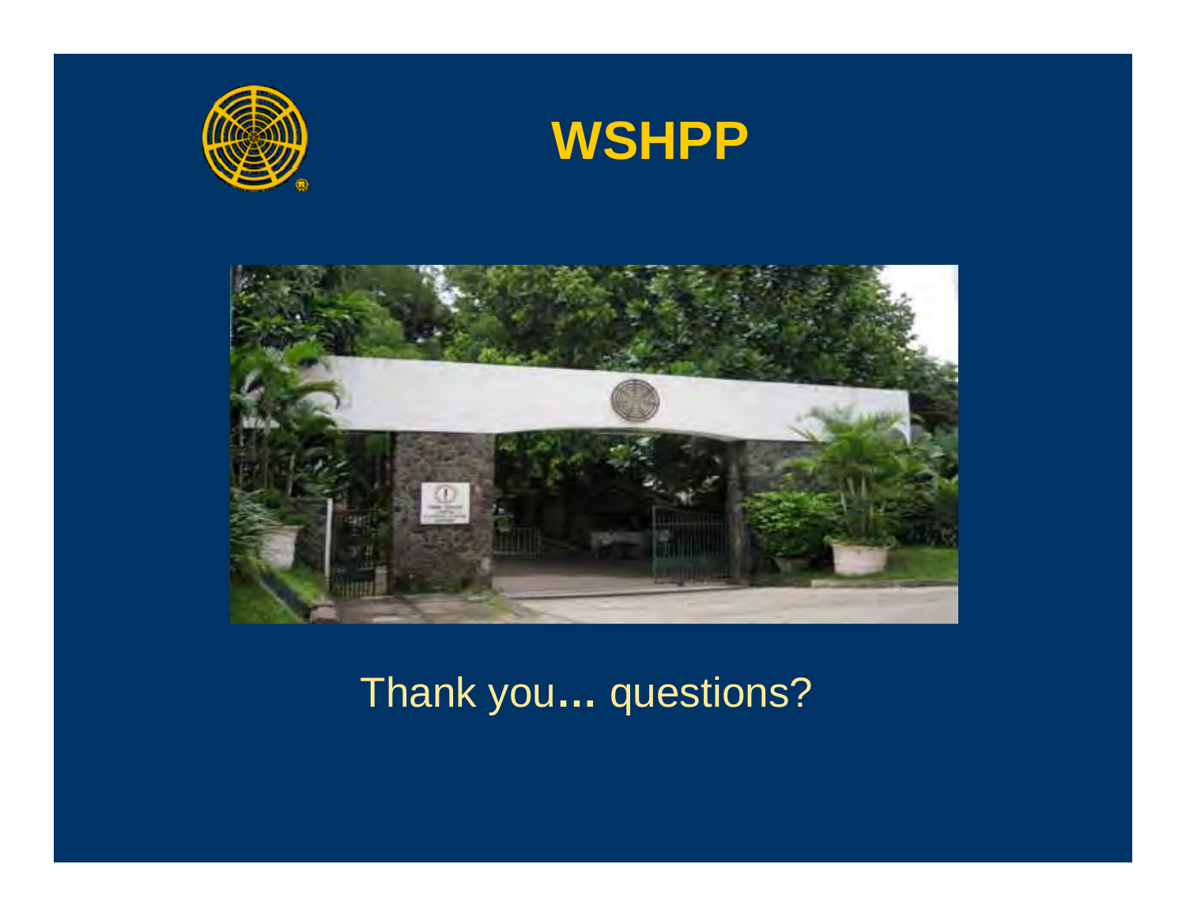# WSHPP

Thank you**...** questions?